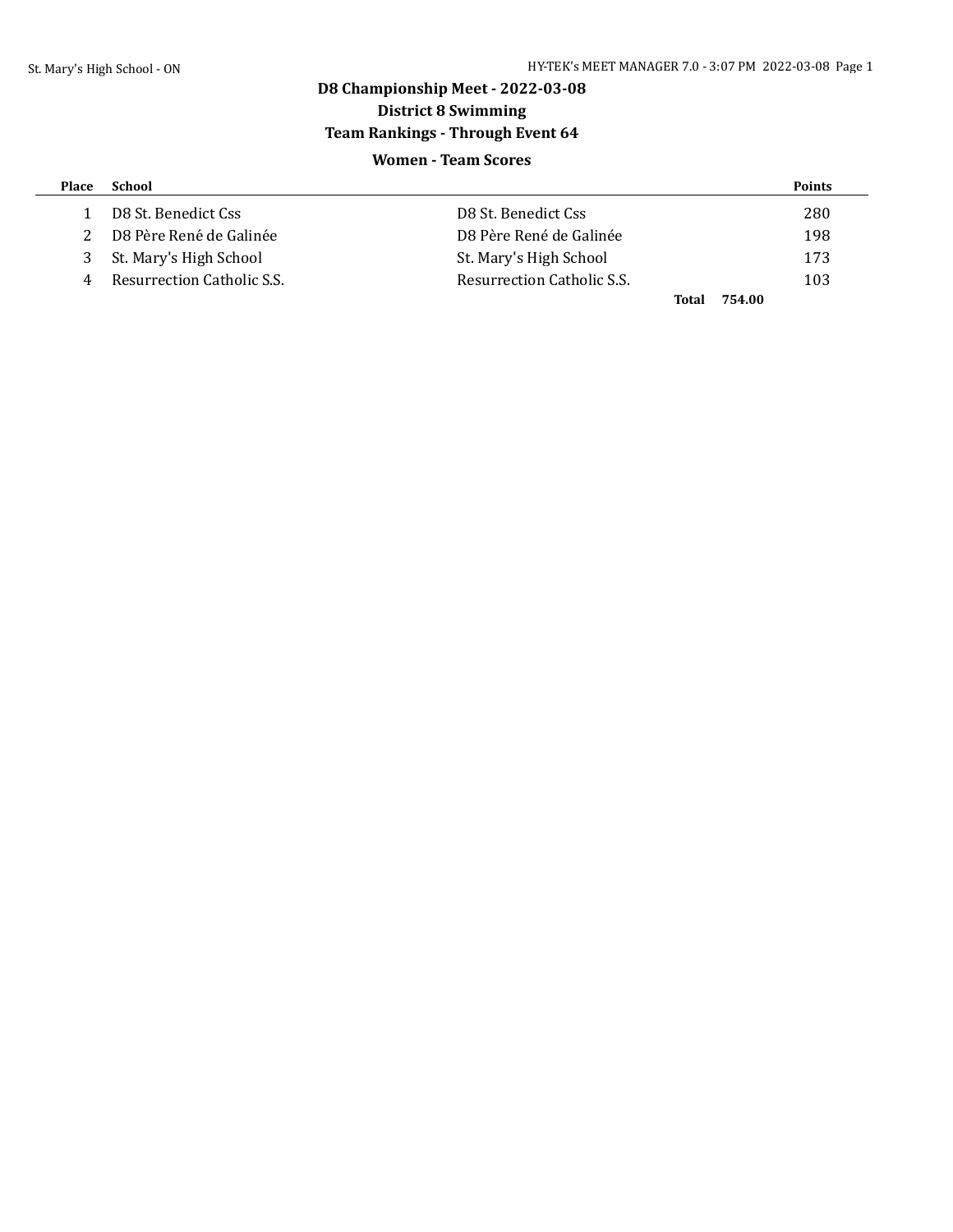## D8 Championship Meet - 2022-03-08

### District 8 Swimming

### Team Rankings - Through Event 64

#### Women - Team Scores

| Place | School | | Points |
|---|---|---|---|
| 1 | D8 St. Benedict Css | D8 St. Benedict Css | 280 |
| 2 | D8 Père René de Galinée | D8 Père René de Galinée | 198 |
| 3 | St. Mary's High School | St. Mary's High School | 173 |
| 4 | Resurrection Catholic S.S. | Resurrection Catholic S.S. | 103 |
| | | **Total** | **754.00** |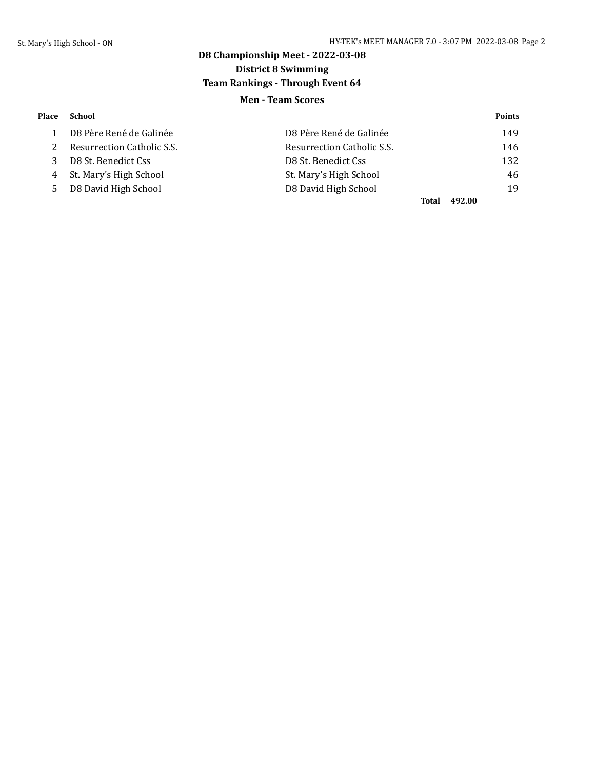# D8 Championship Meet - 2022-03-08

## District 8 Swimming

### Team Rankings - Through Event 64

#### Men - Team Scores

| Place | School | | Points |
|---|---|---|---|
| 1 | D8 Père René de Galinée | D8 Père René de Galinée | 149 |
| 2 | Resurrection Catholic S.S. | Resurrection Catholic S.S. | 146 |
| 3 | D8 St. Benedict Css | D8 St. Benedict Css | 132 |
| 4 | St. Mary's High School | St. Mary's High School | 46 |
| 5 | D8 David High School | D8 David High School | 19 |
| | | **Total** | **492.00** |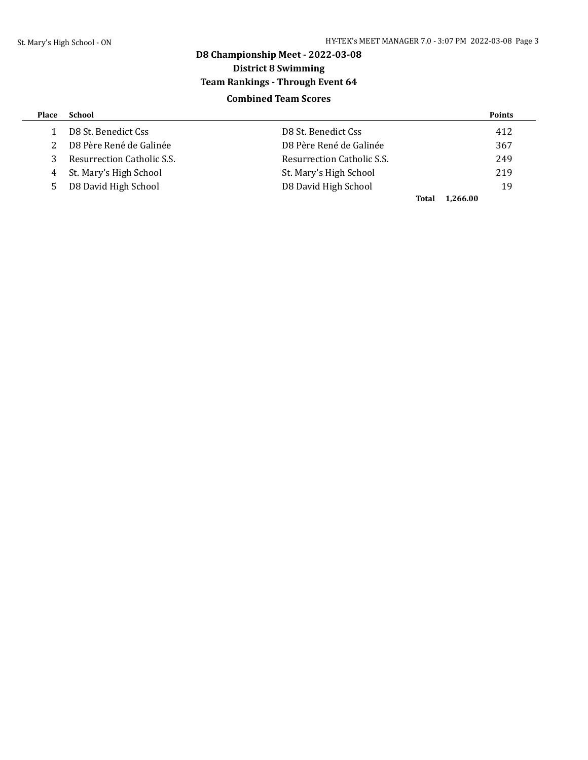# D8 Championship Meet - 2022-03-08

## District 8 Swimming

### Team Rankings - Through Event 64

#### Combined Team Scores

| Place | School | | Points |
|---|---|---|---|
| 1 | D8 St. Benedict Css | D8 St. Benedict Css | 412 |
| 2 | D8 Père René de Galinée | D8 Père René de Galinée | 367 |
| 3 | Resurrection Catholic S.S. | Resurrection Catholic S.S. | 249 |
| 4 | St. Mary's High School | St. Mary's High School | 219 |
| 5 | D8 David High School | D8 David High School | 19 |
| | | **Total** | **1,266.00** |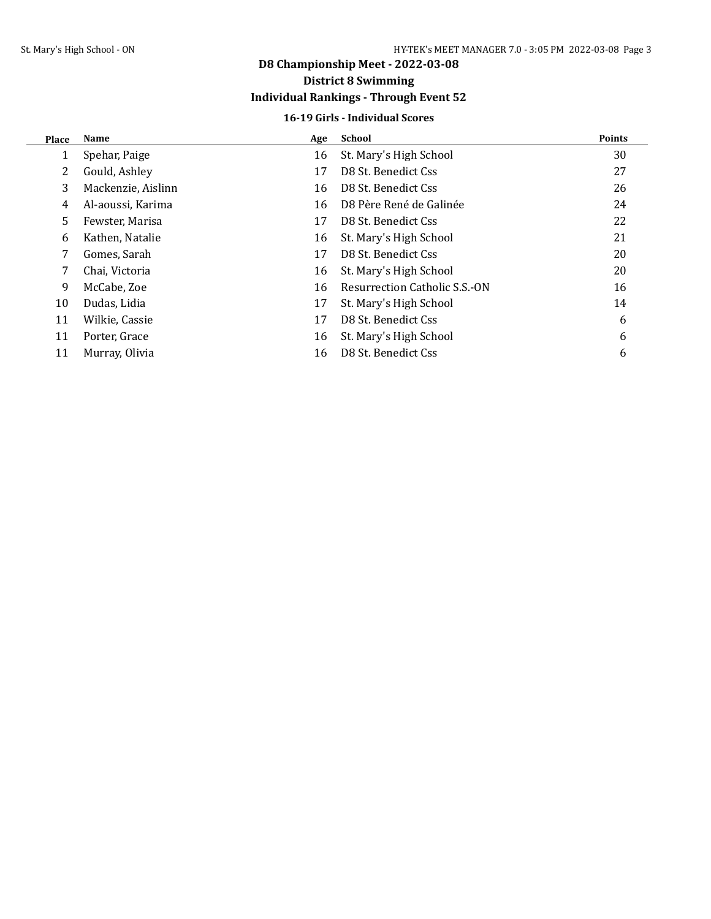# D8 Championship Meet - 2022-03-08

## District 8 Swimming

## Individual Rankings - Through Event 52

### 16-19 Girls - Individual Scores

| Place | Name | Age | School | Points |
|---|---|---|---|---|
| 1 | Spehar, Paige | 16 | St. Mary's High School | 30 |
| 2 | Gould, Ashley | 17 | D8 St. Benedict Css | 27 |
| 3 | Mackenzie, Aislinn | 16 | D8 St. Benedict Css | 26 |
| 4 | Al-aoussi, Karima | 16 | D8 Père René de Galinée | 24 |
| 5 | Fewster, Marisa | 17 | D8 St. Benedict Css | 22 |
| 6 | Kathen, Natalie | 16 | St. Mary's High School | 21 |
| 7 | Gomes, Sarah | 17 | D8 St. Benedict Css | 20 |
| 7 | Chai, Victoria | 16 | St. Mary's High School | 20 |
| 9 | McCabe, Zoe | 16 | Resurrection Catholic S.S.-ON | 16 |
| 10 | Dudas, Lidia | 17 | St. Mary's High School | 14 |
| 11 | Wilkie, Cassie | 17 | D8 St. Benedict Css | 6 |
| 11 | Porter, Grace | 16 | St. Mary's High School | 6 |
| 11 | Murray, Olivia | 16 | D8 St. Benedict Css | 6 |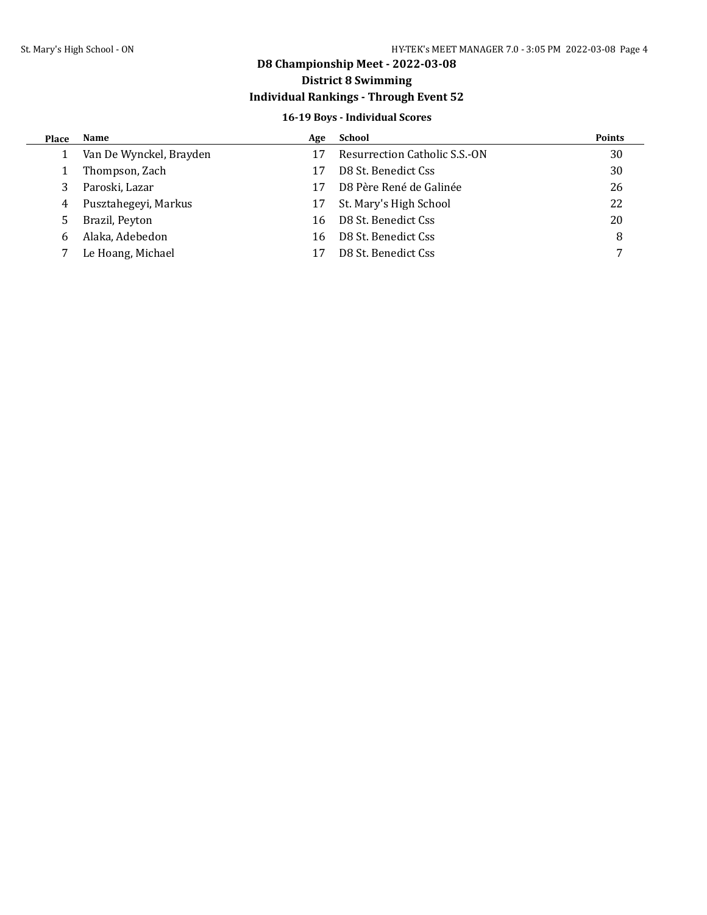# D8 Championship Meet - 2022-03-08

## District 8 Swimming

## Individual Rankings - Through Event 52

### 16-19 Boys - Individual Scores

| Place | Name | Age | School | Points |
|---|---|---|---|---|
| 1 | Van De Wynckel, Brayden | 17 | Resurrection Catholic S.S.-ON | 30 |
| 1 | Thompson, Zach | 17 | D8 St. Benedict Css | 30 |
| 3 | Paroski, Lazar | 17 | D8 Père René de Galinée | 26 |
| 4 | Pusztahegeyi, Markus | 17 | St. Mary's High School | 22 |
| 5 | Brazil, Peyton | 16 | D8 St. Benedict Css | 20 |
| 6 | Alaka, Adebedon | 16 | D8 St. Benedict Css | 8 |
| 7 | Le Hoang, Michael | 17 | D8 St. Benedict Css | 7 |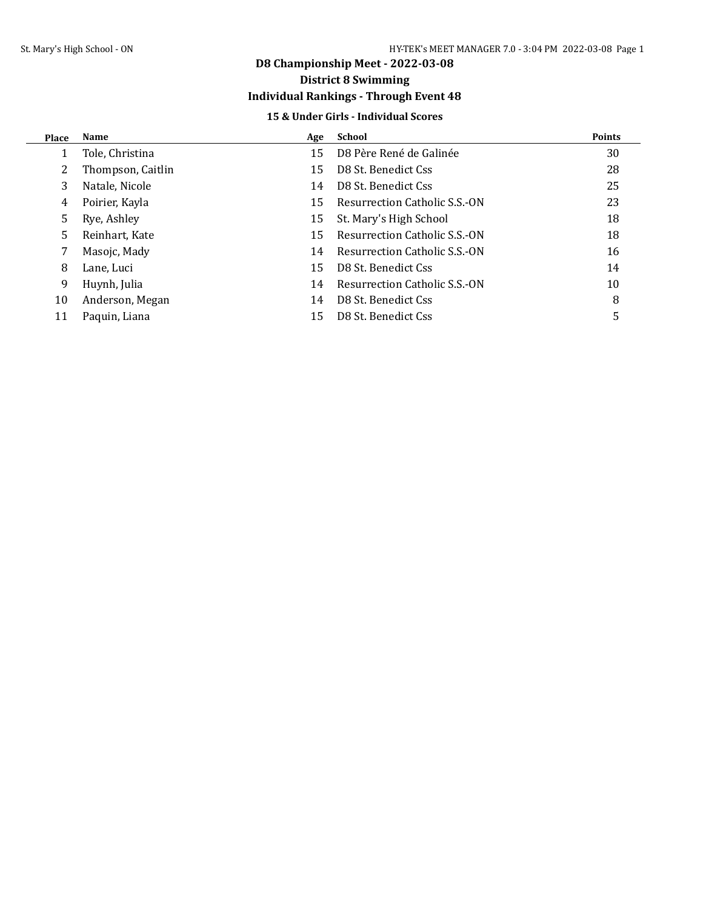# D8 Championship Meet - 2022-03-08

## District 8 Swimming

## Individual Rankings - Through Event 48

### 15 & Under Girls - Individual Scores

| Place | Name | Age | School | Points |
|---|---|---|---|---|
| 1 | Tole, Christina | 15 | D8 Père René de Galinée | 30 |
| 2 | Thompson, Caitlin | 15 | D8 St. Benedict Css | 28 |
| 3 | Natale, Nicole | 14 | D8 St. Benedict Css | 25 |
| 4 | Poirier, Kayla | 15 | Resurrection Catholic S.S.-ON | 23 |
| 5 | Rye, Ashley | 15 | St. Mary's High School | 18 |
| 5 | Reinhart, Kate | 15 | Resurrection Catholic S.S.-ON | 18 |
| 7 | Masojc, Mady | 14 | Resurrection Catholic S.S.-ON | 16 |
| 8 | Lane, Luci | 15 | D8 St. Benedict Css | 14 |
| 9 | Huynh, Julia | 14 | Resurrection Catholic S.S.-ON | 10 |
| 10 | Anderson, Megan | 14 | D8 St. Benedict Css | 8 |
| 11 | Paquin, Liana | 15 | D8 St. Benedict Css | 5 |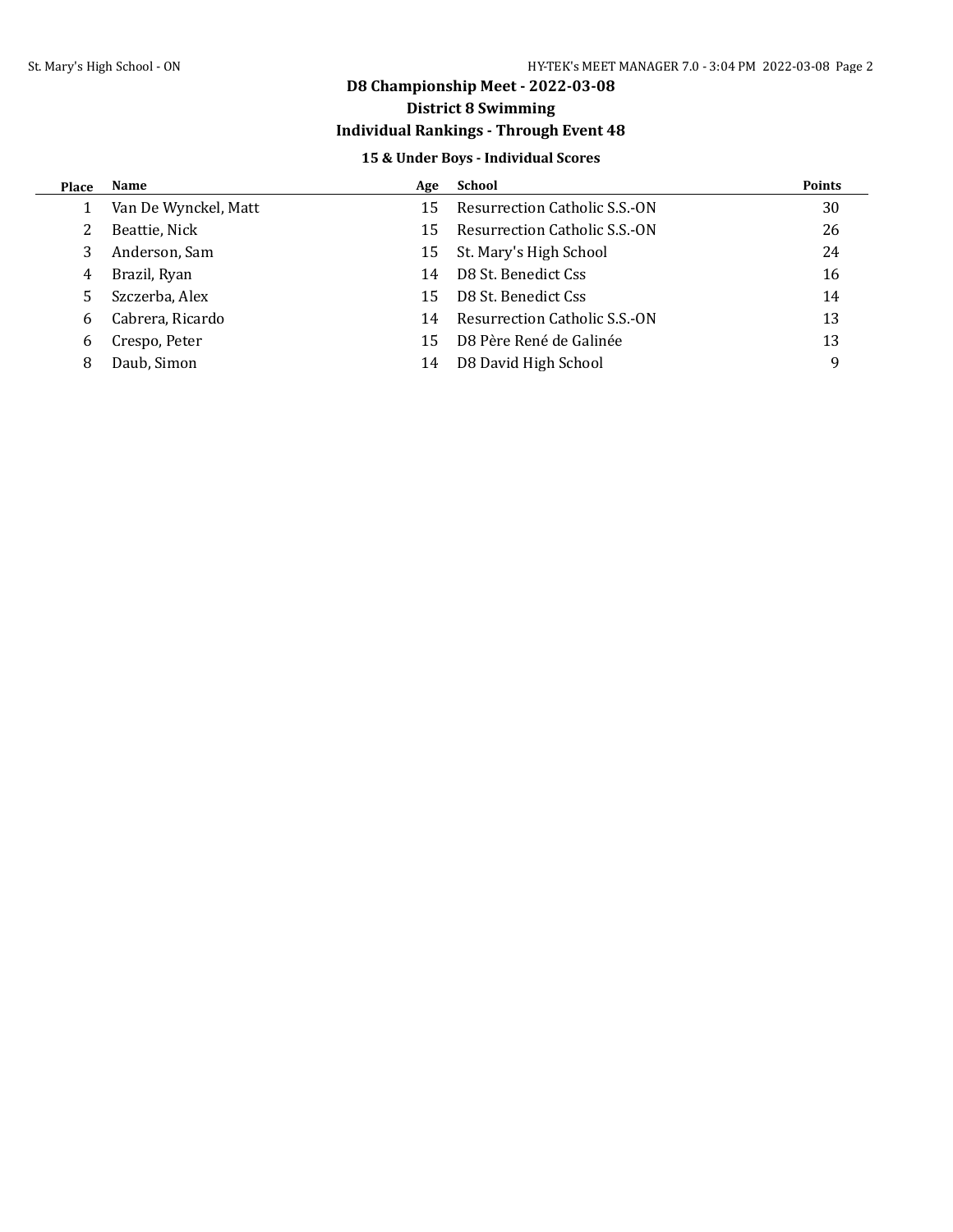# D8 Championship Meet - 2022-03-08

## District 8 Swimming

## Individual Rankings - Through Event 48

### 15 & Under Boys - Individual Scores

| Place | Name | Age | School | Points |
|---|---|---|---|---|
| 1 | Van De Wynckel, Matt | 15 | Resurrection Catholic S.S.-ON | 30 |
| 2 | Beattie, Nick | 15 | Resurrection Catholic S.S.-ON | 26 |
| 3 | Anderson, Sam | 15 | St. Mary's High School | 24 |
| 4 | Brazil, Ryan | 14 | D8 St. Benedict Css | 16 |
| 5 | Szczerba, Alex | 15 | D8 St. Benedict Css | 14 |
| 6 | Cabrera, Ricardo | 14 | Resurrection Catholic S.S.-ON | 13 |
| 6 | Crespo, Peter | 15 | D8 Père René de Galinée | 13 |
| 8 | Daub, Simon | 14 | D8 David High School | 9 |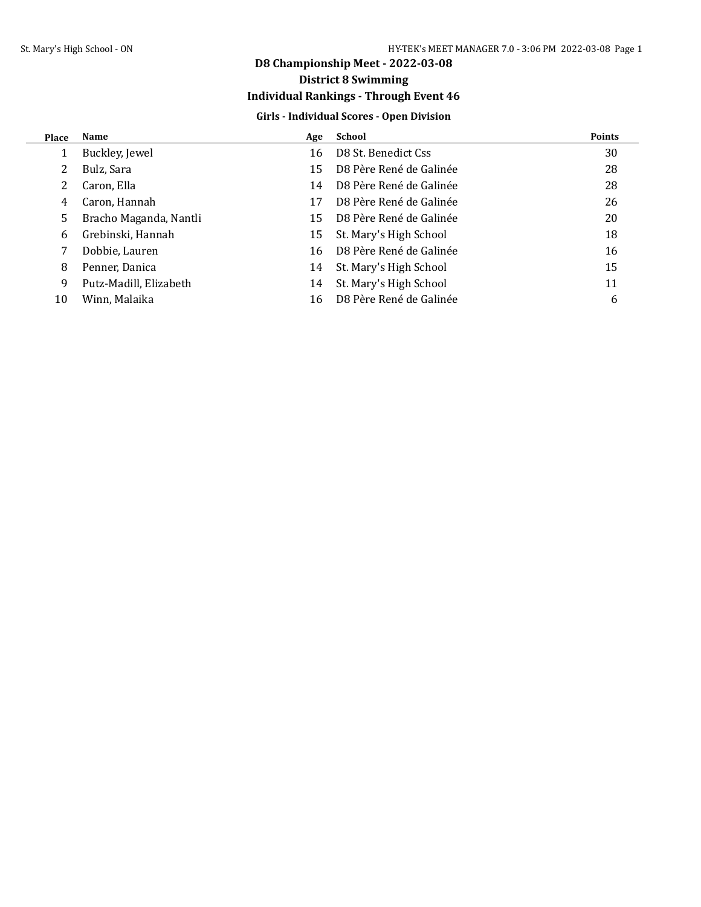# D8 Championship Meet - 2022-03-08

## District 8 Swimming

## Individual Rankings - Through Event 46

### Girls - Individual Scores - Open Division

| Place | Name | Age | School | Points |
|---|---|---|---|---|
| 1 | Buckley, Jewel | 16 | D8 St. Benedict Css | 30 |
| 2 | Bulz, Sara | 15 | D8 Père René de Galinée | 28 |
| 2 | Caron, Ella | 14 | D8 Père René de Galinée | 28 |
| 4 | Caron, Hannah | 17 | D8 Père René de Galinée | 26 |
| 5 | Bracho Maganda, Nantli | 15 | D8 Père René de Galinée | 20 |
| 6 | Grebinski, Hannah | 15 | St. Mary's High School | 18 |
| 7 | Dobbie, Lauren | 16 | D8 Père René de Galinée | 16 |
| 8 | Penner, Danica | 14 | St. Mary's High School | 15 |
| 9 | Putz-Madill, Elizabeth | 14 | St. Mary's High School | 11 |
| 10 | Winn, Malaika | 16 | D8 Père René de Galinée | 6 |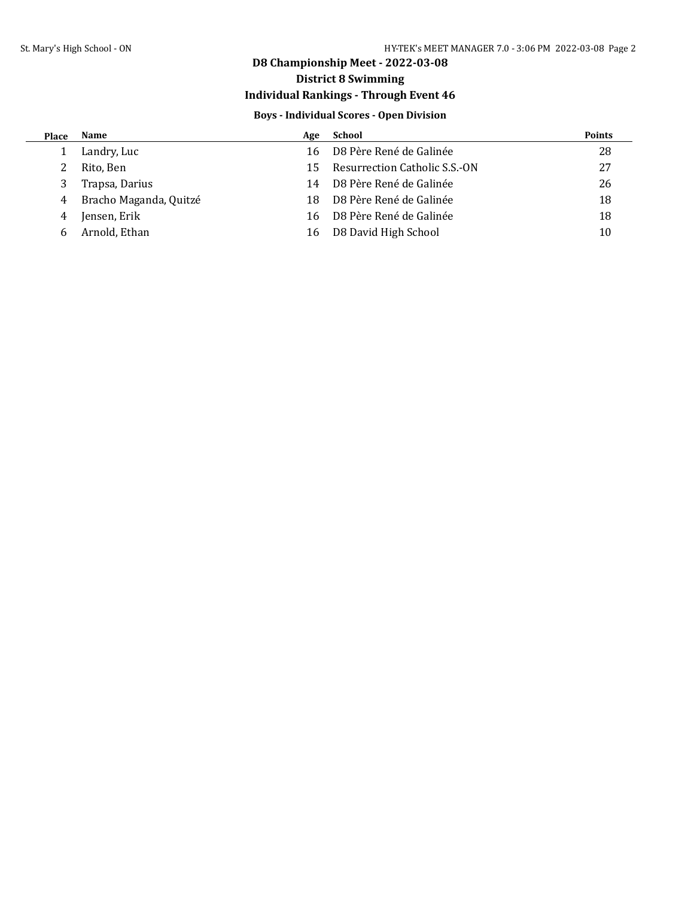# D8 Championship Meet - 2022-03-08

## District 8 Swimming

## Individual Rankings - Through Event 46

### Boys - Individual Scores - Open Division

| Place | Name | Age | School | Points |
|---|---|---|---|---|
| 1 | Landry, Luc | 16 | D8 Père René de Galinée | 28 |
| 2 | Rito, Ben | 15 | Resurrection Catholic S.S.-ON | 27 |
| 3 | Trapsa, Darius | 14 | D8 Père René de Galinée | 26 |
| 4 | Bracho Maganda, Quitzé | 18 | D8 Père René de Galinée | 18 |
| 4 | Jensen, Erik | 16 | D8 Père René de Galinée | 18 |
| 6 | Arnold, Ethan | 16 | D8 David High School | 10 |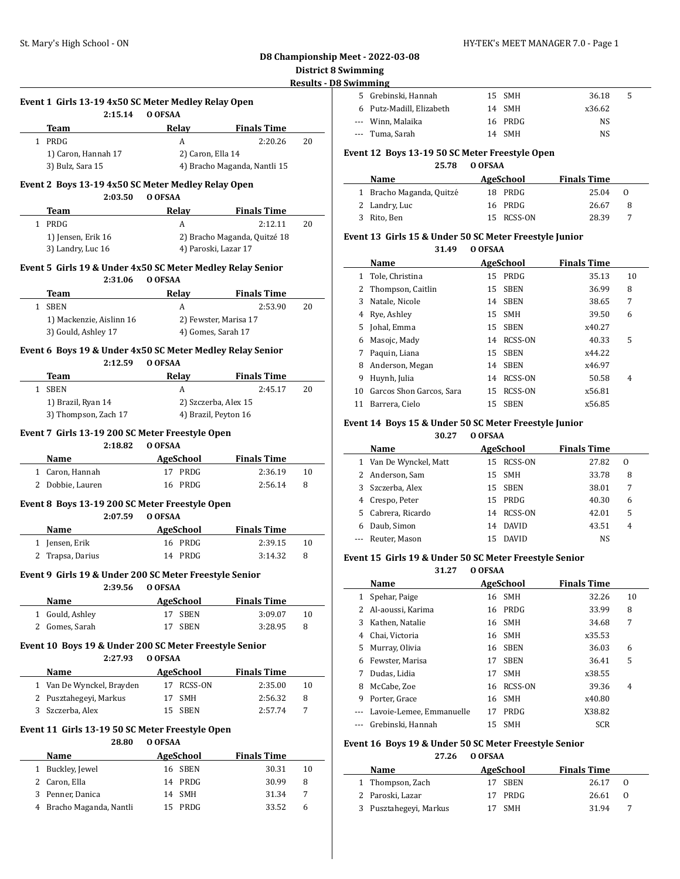## D8 Championship Meet - 2022-03-08

### District 8 Swimming

### Results - D8 Swimming

#### Event 1 Girls 13-19 4x50 SC Meter Medley Relay Open

2:15.14 O OFSAA

| | Team | Relay | Finals Time | |
|---|---|---|---|---|
| 1 | PRDG | A | 2:20.26 | 20 |
| | 1) Caron, Hannah 17 | 2) Caron, Ella 14 | | |
| | 3) Bulz, Sara 15 | 4) Bracho Maganda, Nantli 15 | | |

#### Event 2 Boys 13-19 4x50 SC Meter Medley Relay Open

2:03.50 O OFSAA

| | Team | Relay | Finals Time | |
|---|---|---|---|---|
| 1 | PRDG | A | 2:12.11 | 20 |
| | 1) Jensen, Erik 16 | 2) Bracho Maganda, Quitzé 18 | | |
| | 3) Landry, Luc 16 | 4) Paroski, Lazar 17 | | |

#### Event 5 Girls 19 & Under 4x50 SC Meter Medley Relay Senior

2:31.06 O OFSAA

| | Team | Relay | Finals Time | |
|---|---|---|---|---|
| 1 | SBEN | A | 2:53.90 | 20 |
| | 1) Mackenzie, Aislinn 16 | 2) Fewster, Marisa 17 | | |
| | 3) Gould, Ashley 17 | 4) Gomes, Sarah 17 | | |

#### Event 6 Boys 19 & Under 4x50 SC Meter Medley Relay Senior

2:12.59 O OFSAA

| | Team | Relay | Finals Time | |
|---|---|---|---|---|
| 1 | SBEN | A | 2:45.17 | 20 |
| | 1) Brazil, Ryan 14 | 2) Szczerba, Alex 15 | | |
| | 3) Thompson, Zach 17 | 4) Brazil, Peyton 16 | | |

#### Event 7 Girls 13-19 200 SC Meter Freestyle Open

2:18.82 O OFSAA

| | Name | Age | School | Finals Time | |
|---|---|---|---|---|---|
| 1 | Caron, Hannah | 17 | PRDG | 2:36.19 | 10 |
| 2 | Dobbie, Lauren | 16 | PRDG | 2:56.14 | 8 |

#### Event 8 Boys 13-19 200 SC Meter Freestyle Open

2:07.59 O OFSAA

| | Name | Age | School | Finals Time | |
|---|---|---|---|---|---|
| 1 | Jensen, Erik | 16 | PRDG | 2:39.15 | 10 |
| 2 | Trapsa, Darius | 14 | PRDG | 3:14.32 | 8 |

#### Event 9 Girls 19 & Under 200 SC Meter Freestyle Senior

2:39.56 O OFSAA

| | Name | Age | School | Finals Time | |
|---|---|---|---|---|---|
| 1 | Gould, Ashley | 17 | SBEN | 3:09.07 | 10 |
| 2 | Gomes, Sarah | 17 | SBEN | 3:28.95 | 8 |

#### Event 10 Boys 19 & Under 200 SC Meter Freestyle Senior

2:27.93 O OFSAA

| | Name | Age | School | Finals Time | |
|---|---|---|---|---|---|
| 1 | Van De Wynckel, Brayden | 17 | RCSS-ON | 2:35.00 | 10 |
| 2 | Pusztahegyei, Markus | 17 | SMH | 2:56.32 | 8 |
| 3 | Szczerba, Alex | 15 | SBEN | 2:57.74 | 7 |

#### Event 11 Girls 13-19 50 SC Meter Freestyle Open

28.80 O OFSAA

| | Name | Age | School | Finals Time | |
|---|---|---|---|---|---|
| 1 | Buckley, Jewel | 16 | SBEN | 30.31 | 10 |
| 2 | Caron, Ella | 14 | PRDG | 30.99 | 8 |
| 3 | Penner, Danica | 14 | SMH | 31.34 | 7 |
| 4 | Bracho Maganda, Nantli | 15 | PRDG | 33.52 | 6 |
| 5 | Grebinski, Hannah | 15 | SMH | 36.18 | 5 |
| 6 | Putz-Madill, Elizabeth | 14 | SMH | x36.62 | |
| --- | Winn, Malaika | 16 | PRDG | NS | |
| --- | Tuma, Sarah | 14 | SMH | NS | |

#### Event 12 Boys 13-19 50 SC Meter Freestyle Open

25.78 O OFSAA

| | Name | Age | School | Finals Time | |
|---|---|---|---|---|---|
| 1 | Bracho Maganda, Quitzé | 18 | PRDG | 25.04 | O |
| 2 | Landry, Luc | 16 | PRDG | 26.67 | 8 |
| 3 | Rito, Ben | 15 | RCSS-ON | 28.39 | 7 |

#### Event 13 Girls 15 & Under 50 SC Meter Freestyle Junior

31.49 O OFSAA

| | Name | Age | School | Finals Time | |
|---|---|---|---|---|---|
| 1 | Tole, Christina | 15 | PRDG | 35.13 | 10 |
| 2 | Thompson, Caitlin | 15 | SBEN | 36.99 | 8 |
| 3 | Natale, Nicole | 14 | SBEN | 38.65 | 7 |
| 4 | Rye, Ashley | 15 | SMH | 39.50 | 6 |
| 5 | Johal, Emma | 15 | SBEN | x40.27 | |
| 6 | Masojc, Mady | 14 | RCSS-ON | 40.33 | 5 |
| 7 | Paquin, Liana | 15 | SBEN | x44.22 | |
| 8 | Anderson, Megan | 14 | SBEN | x46.97 | |
| 9 | Huynh, Julia | 14 | RCSS-ON | 50.58 | 4 |
| 10 | Garcos Shon Garcos, Sara | 15 | RCSS-ON | x56.81 | |
| 11 | Barrera, Cielo | 15 | SBEN | x56.85 | |

#### Event 14 Boys 15 & Under 50 SC Meter Freestyle Junior

30.27 O OFSAA

| | Name | Age | School | Finals Time | |
|---|---|---|---|---|---|
| 1 | Van De Wynckel, Matt | 15 | RCSS-ON | 27.82 | O |
| 2 | Anderson, Sam | 15 | SMH | 33.78 | 8 |
| 3 | Szczerba, Alex | 15 | SBEN | 38.01 | 7 |
| 4 | Crespo, Peter | 15 | PRDG | 40.30 | 6 |
| 5 | Cabrera, Ricardo | 14 | RCSS-ON | 42.01 | 5 |
| 6 | Daub, Simon | 14 | DAVID | 43.51 | 4 |
| --- | Reuter, Mason | 15 | DAVID | NS | |

#### Event 15 Girls 19 & Under 50 SC Meter Freestyle Senior

31.27 O OFSAA

| | Name | Age | School | Finals Time | |
|---|---|---|---|---|---|
| 1 | Spehar, Paige | 16 | SMH | 32.26 | 10 |
| 2 | Al-aoussi, Karima | 16 | PRDG | 33.99 | 8 |
| 3 | Kathen, Natalie | 16 | SMH | 34.68 | 7 |
| 4 | Chai, Victoria | 16 | SMH | x35.53 | |
| 5 | Murray, Olivia | 16 | SBEN | 36.03 | 6 |
| 6 | Fewster, Marisa | 17 | SBEN | 36.41 | 5 |
| 7 | Dudas, Lidia | 17 | SMH | x38.55 | |
| 8 | McCabe, Zoe | 16 | RCSS-ON | 39.36 | 4 |
| 9 | Porter, Grace | 16 | SMH | x40.80 | |
| --- | Lavoie-Lemee, Emmanuelle | 17 | PRDG | X38.82 | |
| --- | Grebinski, Hannah | 15 | SMH | SCR | |

#### Event 16 Boys 19 & Under 50 SC Meter Freestyle Senior

27.26 O OFSAA

| | Name | Age | School | Finals Time | |
|---|---|---|---|---|---|
| 1 | Thompson, Zach | 17 | SBEN | 26.17 | O |
| 2 | Paroski, Lazar | 17 | PRDG | 26.61 | O |
| 3 | Pusztahegyei, Markus | 17 | SMH | 31.94 | 7 |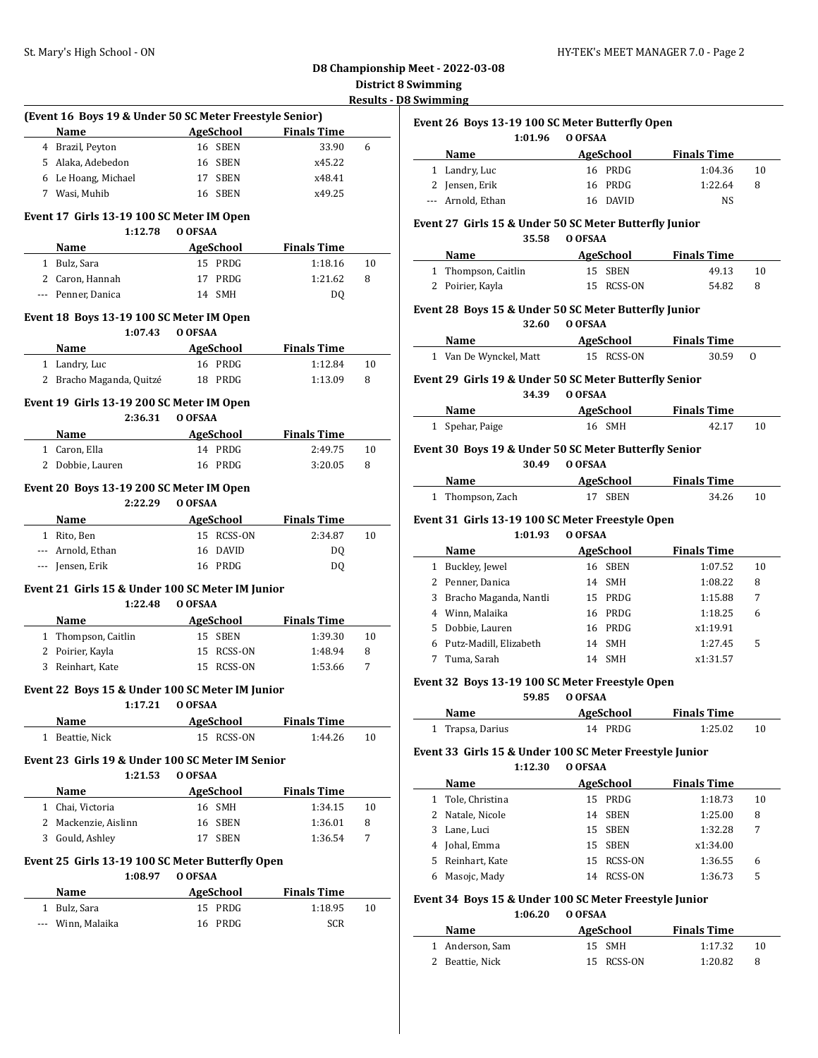## D8 Championship Meet - 2022-03-08

### District 8 Swimming

### Results - D8 Swimming

**(Event 16 Boys 19 & Under 50 SC Meter Freestyle Senior)**

| | Name | Age | School | Finals Time | |
|---|---|---|---|---|---|
| 4 | Brazil, Peyton | 16 | SBEN | 33.90 | 6 |
| 5 | Alaka, Adebedon | 16 | SBEN | x45.22 | |
| 6 | Le Hoang, Michael | 17 | SBEN | x48.41 | |
| 7 | Wasi, Muhib | 16 | SBEN | x49.25 | |

**Event 17 Girls 13-19 100 SC Meter IM Open**

1:12.78 O OFSAA

| | Name | Age | School | Finals Time | |
|---|---|---|---|---|---|
| 1 | Bulz, Sara | 15 | PRDG | 1:18.16 | 10 |
| 2 | Caron, Hannah | 17 | PRDG | 1:21.62 | 8 |
| --- | Penner, Danica | 14 | SMH | DQ | |

**Event 18 Boys 13-19 100 SC Meter IM Open**

1:07.43 O OFSAA

| | Name | Age | School | Finals Time | |
|---|---|---|---|---|---|
| 1 | Landry, Luc | 16 | PRDG | 1:12.84 | 10 |
| 2 | Bracho Maganda, Quitzé | 18 | PRDG | 1:13.09 | 8 |

**Event 19 Girls 13-19 200 SC Meter IM Open**

2:36.31 O OFSAA

| | Name | Age | School | Finals Time | |
|---|---|---|---|---|---|
| 1 | Caron, Ella | 14 | PRDG | 2:49.75 | 10 |
| 2 | Dobbie, Lauren | 16 | PRDG | 3:20.05 | 8 |

**Event 20 Boys 13-19 200 SC Meter IM Open**

2:22.29 O OFSAA

| | Name | Age | School | Finals Time | |
|---|---|---|---|---|---|
| 1 | Rito, Ben | 15 | RCSS-ON | 2:34.87 | 10 |
| --- | Arnold, Ethan | 16 | DAVID | DQ | |
| --- | Jensen, Erik | 16 | PRDG | DQ | |

**Event 21 Girls 15 & Under 100 SC Meter IM Junior**

1:22.48 O OFSAA

| | Name | Age | School | Finals Time | |
|---|---|---|---|---|---|
| 1 | Thompson, Caitlin | 15 | SBEN | 1:39.30 | 10 |
| 2 | Poirier, Kayla | 15 | RCSS-ON | 1:48.94 | 8 |
| 3 | Reinhart, Kate | 15 | RCSS-ON | 1:53.66 | 7 |

**Event 22 Boys 15 & Under 100 SC Meter IM Junior**

1:17.21 O OFSAA

| | Name | Age | School | Finals Time | |
|---|---|---|---|---|---|
| 1 | Beattie, Nick | 15 | RCSS-ON | 1:44.26 | 10 |

**Event 23 Girls 19 & Under 100 SC Meter IM Senior**

1:21.53 O OFSAA

| | Name | Age | School | Finals Time | |
|---|---|---|---|---|---|
| 1 | Chai, Victoria | 16 | SMH | 1:34.15 | 10 |
| 2 | Mackenzie, Aislinn | 16 | SBEN | 1:36.01 | 8 |
| 3 | Gould, Ashley | 17 | SBEN | 1:36.54 | 7 |

**Event 25 Girls 13-19 100 SC Meter Butterfly Open**

1:08.97 O OFSAA

| | Name | Age | School | Finals Time | |
|---|---|---|---|---|---|
| 1 | Bulz, Sara | 15 | PRDG | 1:18.95 | 10 |
| --- | Winn, Malaika | 16 | PRDG | SCR | |

**Event 26 Boys 13-19 100 SC Meter Butterfly Open**

1:01.96 O OFSAA

| | Name | Age | School | Finals Time | |
|---|---|---|---|---|---|
| 1 | Landry, Luc | 16 | PRDG | 1:04.36 | 10 |
| 2 | Jensen, Erik | 16 | PRDG | 1:22.64 | 8 |
| --- | Arnold, Ethan | 16 | DAVID | NS | |

**Event 27 Girls 15 & Under 50 SC Meter Butterfly Junior**

35.58 O OFSAA

| | Name | Age | School | Finals Time | |
|---|---|---|---|---|---|
| 1 | Thompson, Caitlin | 15 | SBEN | 49.13 | 10 |
| 2 | Poirier, Kayla | 15 | RCSS-ON | 54.82 | 8 |

**Event 28 Boys 15 & Under 50 SC Meter Butterfly Junior**

32.60 O OFSAA

| | Name | Age | School | Finals Time | |
|---|---|---|---|---|---|
| 1 | Van De Wynckel, Matt | 15 | RCSS-ON | 30.59 | O |

**Event 29 Girls 19 & Under 50 SC Meter Butterfly Senior**

34.39 O OFSAA

| | Name | Age | School | Finals Time | |
|---|---|---|---|---|---|
| 1 | Spehar, Paige | 16 | SMH | 42.17 | 10 |

**Event 30 Boys 19 & Under 50 SC Meter Butterfly Senior**

30.49 O OFSAA

| | Name | Age | School | Finals Time | |
|---|---|---|---|---|---|
| 1 | Thompson, Zach | 17 | SBEN | 34.26 | 10 |

**Event 31 Girls 13-19 100 SC Meter Freestyle Open**

1:01.93 O OFSAA

| | Name | Age | School | Finals Time | |
|---|---|---|---|---|---|
| 1 | Buckley, Jewel | 16 | SBEN | 1:07.52 | 10 |
| 2 | Penner, Danica | 14 | SMH | 1:08.22 | 8 |
| 3 | Bracho Maganda, Nantli | 15 | PRDG | 1:15.88 | 7 |
| 4 | Winn, Malaika | 16 | PRDG | 1:18.25 | 6 |
| 5 | Dobbie, Lauren | 16 | PRDG | x1:19.91 | |
| 6 | Putz-Madill, Elizabeth | 14 | SMH | 1:27.45 | 5 |
| 7 | Tuma, Sarah | 14 | SMH | x1:31.57 | |

**Event 32 Boys 13-19 100 SC Meter Freestyle Open**

59.85 O OFSAA

| | Name | Age | School | Finals Time | |
|---|---|---|---|---|---|
| 1 | Trapsa, Darius | 14 | PRDG | 1:25.02 | 10 |

**Event 33 Girls 15 & Under 100 SC Meter Freestyle Junior**

1:12.30 O OFSAA

| | Name | Age | School | Finals Time | |
|---|---|---|---|---|---|
| 1 | Tole, Christina | 15 | PRDG | 1:18.73 | 10 |
| 2 | Natale, Nicole | 14 | SBEN | 1:25.00 | 8 |
| 3 | Lane, Luci | 15 | SBEN | 1:32.28 | 7 |
| 4 | Johal, Emma | 15 | SBEN | x1:34.00 | |
| 5 | Reinhart, Kate | 15 | RCSS-ON | 1:36.55 | 6 |
| 6 | Masojc, Mady | 14 | RCSS-ON | 1:36.73 | 5 |

**Event 34 Boys 15 & Under 100 SC Meter Freestyle Junior**

1:06.20 O OFSAA

| | Name | Age | School | Finals Time | |
|---|---|---|---|---|---|
| 1 | Anderson, Sam | 15 | SMH | 1:17.32 | 10 |
| 2 | Beattie, Nick | 15 | RCSS-ON | 1:20.82 | 8 |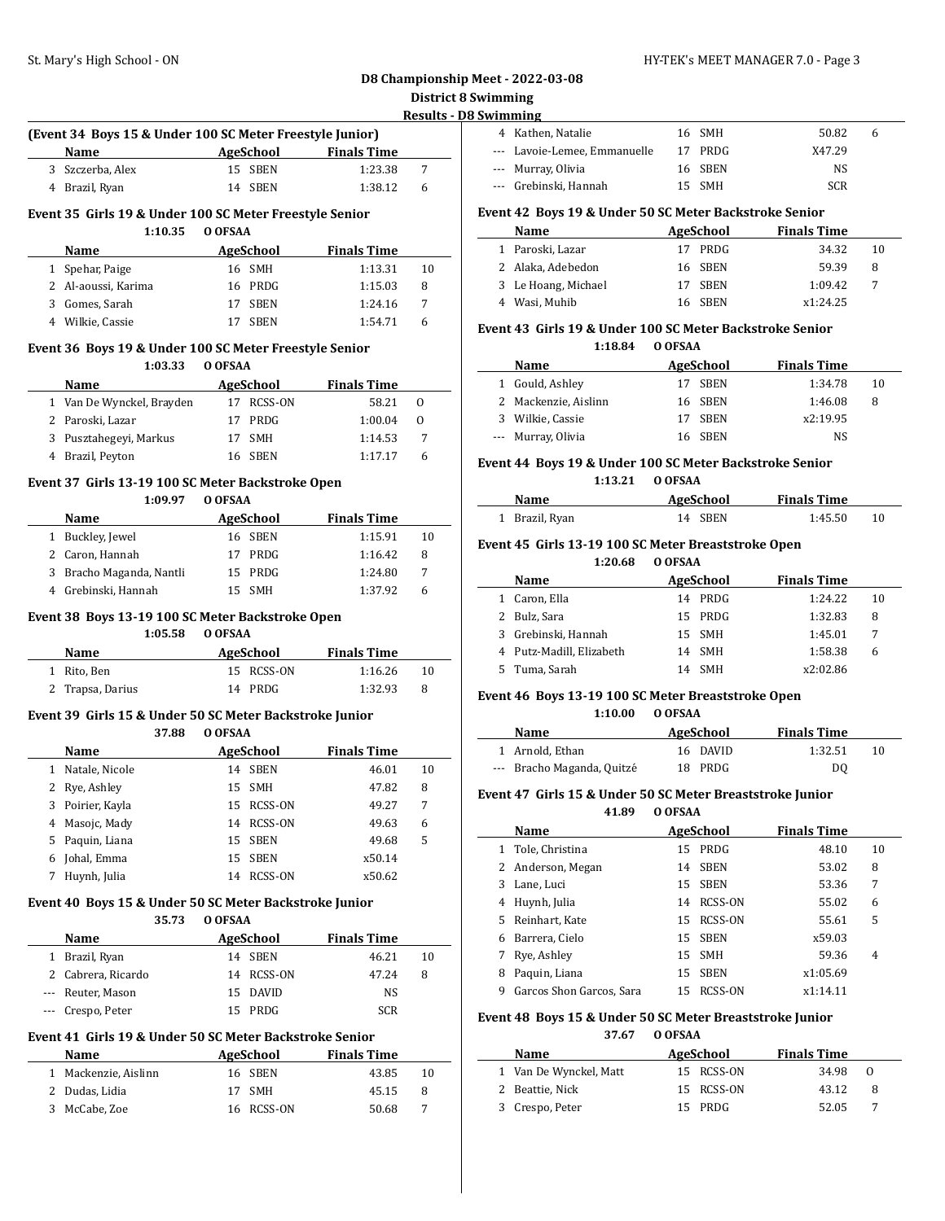## D8 Championship Meet - 2022-03-08

**District 8 Swimming**

**Results - D8 Swimming**

### (Event 34 Boys 15 & Under 100 SC Meter Freestyle Junior)

| | Name | Age | School | Finals Time | |
|---|---|---|---|---|---|
| 3 | Szczerba, Alex | 15 | SBEN | 1:23.38 | 7 |
| 4 | Brazil, Ryan | 14 | SBEN | 1:38.12 | 6 |

### Event 35 Girls 19 & Under 100 SC Meter Freestyle Senior

1:10.35 O OFSAA

| | Name | Age | School | Finals Time | |
|---|---|---|---|---|---|
| 1 | Spehar, Paige | 16 | SMH | 1:13.31 | 10 |
| 2 | Al-aoussi, Karima | 16 | PRDG | 1:15.03 | 8 |
| 3 | Gomes, Sarah | 17 | SBEN | 1:24.16 | 7 |
| 4 | Wilkie, Cassie | 17 | SBEN | 1:54.71 | 6 |

### Event 36 Boys 19 & Under 100 SC Meter Freestyle Senior

1:03.33 O OFSAA

| | Name | Age | School | Finals Time | |
|---|---|---|---|---|---|
| 1 | Van De Wynckel, Brayden | 17 | RCSS-ON | 58.21 | O |
| 2 | Paroski, Lazar | 17 | PRDG | 1:00.04 | O |
| 3 | Pusztahegeyi, Markus | 17 | SMH | 1:14.53 | 7 |
| 4 | Brazil, Peyton | 16 | SBEN | 1:17.17 | 6 |

### Event 37 Girls 13-19 100 SC Meter Backstroke Open

1:09.97 O OFSAA

| | Name | Age | School | Finals Time | |
|---|---|---|---|---|---|
| 1 | Buckley, Jewel | 16 | SBEN | 1:15.91 | 10 |
| 2 | Caron, Hannah | 17 | PRDG | 1:16.42 | 8 |
| 3 | Bracho Maganda, Nantli | 15 | PRDG | 1:24.80 | 7 |
| 4 | Grebinski, Hannah | 15 | SMH | 1:37.92 | 6 |

### Event 38 Boys 13-19 100 SC Meter Backstroke Open

1:05.58 O OFSAA

| | Name | Age | School | Finals Time | |
|---|---|---|---|---|---|
| 1 | Rito, Ben | 15 | RCSS-ON | 1:16.26 | 10 |
| 2 | Trapsa, Darius | 14 | PRDG | 1:32.93 | 8 |

### Event 39 Girls 15 & Under 50 SC Meter Backstroke Junior

37.88 O OFSAA

| | Name | Age | School | Finals Time | |
|---|---|---|---|---|---|
| 1 | Natale, Nicole | 14 | SBEN | 46.01 | 10 |
| 2 | Rye, Ashley | 15 | SMH | 47.82 | 8 |
| 3 | Poirier, Kayla | 15 | RCSS-ON | 49.27 | 7 |
| 4 | Masojc, Mady | 14 | RCSS-ON | 49.63 | 6 |
| 5 | Paquin, Liana | 15 | SBEN | 49.68 | 5 |
| 6 | Johal, Emma | 15 | SBEN | x50.14 | |
| 7 | Huynh, Julia | 14 | RCSS-ON | x50.62 | |

### Event 40 Boys 15 & Under 50 SC Meter Backstroke Junior

35.73 O OFSAA

| | Name | Age | School | Finals Time | |
|---|---|---|---|---|---|
| 1 | Brazil, Ryan | 14 | SBEN | 46.21 | 10 |
| 2 | Cabrera, Ricardo | 14 | RCSS-ON | 47.24 | 8 |
| --- | Reuter, Mason | 15 | DAVID | NS | |
| --- | Crespo, Peter | 15 | PRDG | SCR | |

### Event 41 Girls 19 & Under 50 SC Meter Backstroke Senior

| | Name | Age | School | Finals Time | |
|---|---|---|---|---|---|
| 1 | Mackenzie, Aislinn | 16 | SBEN | 43.85 | 10 |
| 2 | Dudas, Lidia | 17 | SMH | 45.15 | 8 |
| 3 | McCabe, Zoe | 16 | RCSS-ON | 50.68 | 7 |
| 4 | Kathen, Natalie | 16 | SMH | 50.82 | 6 |
| --- | Lavoie-Lemee, Emmanuelle | 17 | PRDG | X47.29 | |
| --- | Murray, Olivia | 16 | SBEN | NS | |
| --- | Grebinski, Hannah | 15 | SMH | SCR | |

### Event 42 Boys 19 & Under 50 SC Meter Backstroke Senior

| | Name | Age | School | Finals Time | |
|---|---|---|---|---|---|
| 1 | Paroski, Lazar | 17 | PRDG | 34.32 | 10 |
| 2 | Alaka, Adebedon | 16 | SBEN | 59.39 | 8 |
| 3 | Le Hoang, Michael | 17 | SBEN | 1:09.42 | 7 |
| 4 | Wasi, Muhib | 16 | SBEN | x1:24.25 | |

### Event 43 Girls 19 & Under 100 SC Meter Backstroke Senior

1:18.84 O OFSAA

| | Name | Age | School | Finals Time | |
|---|---|---|---|---|---|
| 1 | Gould, Ashley | 17 | SBEN | 1:34.78 | 10 |
| 2 | Mackenzie, Aislinn | 16 | SBEN | 1:46.08 | 8 |
| 3 | Wilkie, Cassie | 17 | SBEN | x2:19.95 | |
| --- | Murray, Olivia | 16 | SBEN | NS | |

### Event 44 Boys 19 & Under 100 SC Meter Backstroke Senior

1:13.21 O OFSAA

| | Name | Age | School | Finals Time | |
|---|---|---|---|---|---|
| 1 | Brazil, Ryan | 14 | SBEN | 1:45.50 | 10 |

### Event 45 Girls 13-19 100 SC Meter Breaststroke Open

1:20.68 O OFSAA

| | Name | Age | School | Finals Time | |
|---|---|---|---|---|---|
| 1 | Caron, Ella | 14 | PRDG | 1:24.22 | 10 |
| 2 | Bulz, Sara | 15 | PRDG | 1:32.83 | 8 |
| 3 | Grebinski, Hannah | 15 | SMH | 1:45.01 | 7 |
| 4 | Putz-Madill, Elizabeth | 14 | SMH | 1:58.38 | 6 |
| 5 | Tuma, Sarah | 14 | SMH | x2:02.86 | |

### Event 46 Boys 13-19 100 SC Meter Breaststroke Open

1:10.00 O OFSAA

| | Name | Age | School | Finals Time | |
|---|---|---|---|---|---|
| 1 | Arnold, Ethan | 16 | DAVID | 1:32.51 | 10 |
| --- | Bracho Maganda, Quitzé | 18 | PRDG | DQ | |

### Event 47 Girls 15 & Under 50 SC Meter Breaststroke Junior

41.89 O OFSAA

| | Name | Age | School | Finals Time | |
|---|---|---|---|---|---|
| 1 | Tole, Christina | 15 | PRDG | 48.10 | 10 |
| 2 | Anderson, Megan | 14 | SBEN | 53.02 | 8 |
| 3 | Lane, Luci | 15 | SBEN | 53.36 | 7 |
| 4 | Huynh, Julia | 14 | RCSS-ON | 55.02 | 6 |
| 5 | Reinhart, Kate | 15 | RCSS-ON | 55.61 | 5 |
| 6 | Barrera, Cielo | 15 | SBEN | x59.03 | |
| 7 | Rye, Ashley | 15 | SMH | 59.36 | 4 |
| 8 | Paquin, Liana | 15 | SBEN | x1:05.69 | |
| 9 | Garcos Shon Garcos, Sara | 15 | RCSS-ON | x1:14.11 | |

### Event 48 Boys 15 & Under 50 SC Meter Breaststroke Junior

37.67 O OFSAA

| | Name | Age | School | Finals Time | |
|---|---|---|---|---|---|
| 1 | Van De Wynckel, Matt | 15 | RCSS-ON | 34.98 | O |
| 2 | Beattie, Nick | 15 | RCSS-ON | 43.12 | 8 |
| 3 | Crespo, Peter | 15 | PRDG | 52.05 | 7 |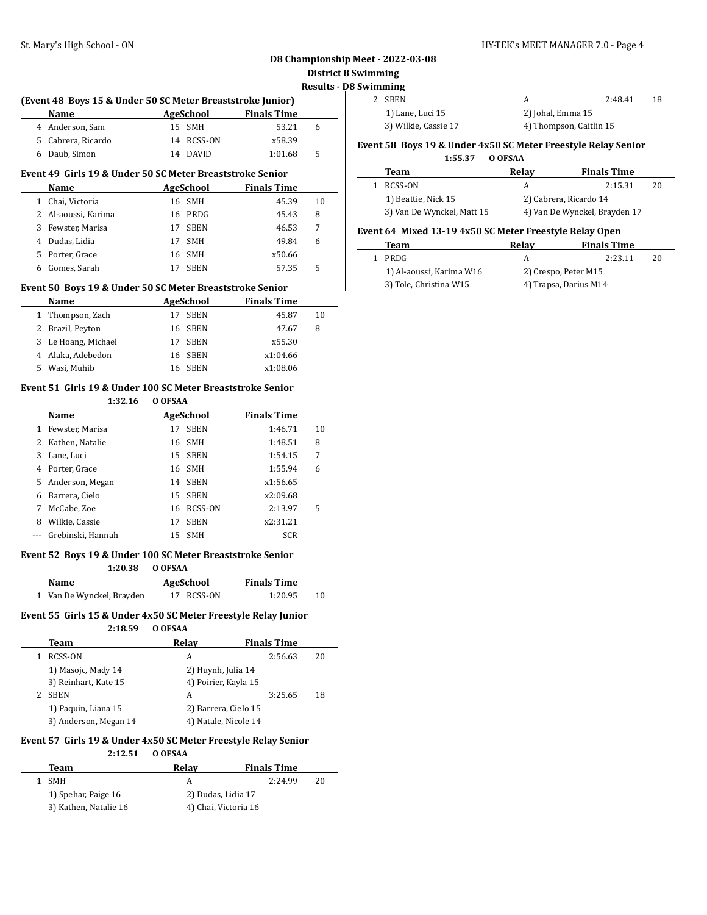## D8 Championship Meet - 2022-03-08

### District 8 Swimming

### Results - D8 Swimming

**(Event 48 Boys 15 & Under 50 SC Meter Breaststroke Junior)**

| | Name | Age | School | Finals Time | |
|---|---|---|---|---|---|
| 4 | Anderson, Sam | 15 | SMH | 53.21 | 6 |
| 5 | Cabrera, Ricardo | 14 | RCSS-ON | x58.39 | |
| 6 | Daub, Simon | 14 | DAVID | 1:01.68 | 5 |

**Event 49 Girls 19 & Under 50 SC Meter Breaststroke Senior**

| | Name | Age | School | Finals Time | |
|---|---|---|---|---|---|
| 1 | Chai, Victoria | 16 | SMH | 45.39 | 10 |
| 2 | Al-aoussi, Karima | 16 | PRDG | 45.43 | 8 |
| 3 | Fewster, Marisa | 17 | SBEN | 46.53 | 7 |
| 4 | Dudas, Lidia | 17 | SMH | 49.84 | 6 |
| 5 | Porter, Grace | 16 | SMH | x50.66 | |
| 6 | Gomes, Sarah | 17 | SBEN | 57.35 | 5 |

**Event 50 Boys 19 & Under 50 SC Meter Breaststroke Senior**

| | Name | Age | School | Finals Time | |
|---|---|---|---|---|---|
| 1 | Thompson, Zach | 17 | SBEN | 45.87 | 10 |
| 2 | Brazil, Peyton | 16 | SBEN | 47.67 | 8 |
| 3 | Le Hoang, Michael | 17 | SBEN | x55.30 | |
| 4 | Alaka, Adebedon | 16 | SBEN | x1:04.66 | |
| 5 | Wasi, Muhib | 16 | SBEN | x1:08.06 | |

**Event 51 Girls 19 & Under 100 SC Meter Breaststroke Senior**

1:32.16 O OFSAA

| | Name | Age | School | Finals Time | |
|---|---|---|---|---|---|
| 1 | Fewster, Marisa | 17 | SBEN | 1:46.71 | 10 |
| 2 | Kathen, Natalie | 16 | SMH | 1:48.51 | 8 |
| 3 | Lane, Luci | 15 | SBEN | 1:54.15 | 7 |
| 4 | Porter, Grace | 16 | SMH | 1:55.94 | 6 |
| 5 | Anderson, Megan | 14 | SBEN | x1:56.65 | |
| 6 | Barrera, Cielo | 15 | SBEN | x2:09.68 | |
| 7 | McCabe, Zoe | 16 | RCSS-ON | 2:13.97 | 5 |
| 8 | Wilkie, Cassie | 17 | SBEN | x2:31.21 | |
| --- | Grebinski, Hannah | 15 | SMH | SCR | |

**Event 52 Boys 19 & Under 100 SC Meter Breaststroke Senior**

1:20.38 O OFSAA

| | Name | Age | School | Finals Time | |
|---|---|---|---|---|---|
| 1 | Van De Wynckel, Brayden | 17 | RCSS-ON | 1:20.95 | 10 |

**Event 55 Girls 15 & Under 4x50 SC Meter Freestyle Relay Junior**

2:18.59 O OFSAA

| | Team | Relay | Finals Time | |
|---|---|---|---|---|
| 1 | RCSS-ON | A | 2:56.63 | 20 |
| | 1) Masojc, Mady 14 | 2) Huynh, Julia 14 | | |
| | 3) Reinhart, Kate 15 | 4) Poirier, Kayla 15 | | |
| 2 | SBEN | A | 3:25.65 | 18 |
| | 1) Paquin, Liana 15 | 2) Barrera, Cielo 15 | | |
| | 3) Anderson, Megan 14 | 4) Natale, Nicole 14 | | |

**Event 57 Girls 19 & Under 4x50 SC Meter Freestyle Relay Senior**

2:12.51 O OFSAA

| | Team | Relay | Finals Time | |
|---|---|---|---|---|
| 1 | SMH | A | 2:24.99 | 20 |
| | 1) Spehar, Paige 16 | 2) Dudas, Lidia 17 | | |
| | 3) Kathen, Natalie 16 | 4) Chai, Victoria 16 | | |
| 2 | SBEN | A | 2:48.41 | 18 |
| | 1) Lane, Luci 15 | 2) Johal, Emma 15 | | |
| | 3) Wilkie, Cassie 17 | 4) Thompson, Caitlin 15 | | |

**Event 58 Boys 19 & Under 4x50 SC Meter Freestyle Relay Senior**

1:55.37 O OFSAA

| | Team | Relay | Finals Time | |
|---|---|---|---|---|
| 1 | RCSS-ON | A | 2:15.31 | 20 |
| | 1) Beattie, Nick 15 | 2) Cabrera, Ricardo 14 | | |
| | 3) Van De Wynckel, Matt 15 | 4) Van De Wynckel, Brayden 17 | | |

**Event 64 Mixed 13-19 4x50 SC Meter Freestyle Relay Open**

| | Team | Relay | Finals Time | |
|---|---|---|---|---|
| 1 | PRDG | A | 2:23.11 | 20 |
| | 1) Al-aoussi, Karima W16 | 2) Crespo, Peter M15 | | |
| | 3) Tole, Christina W15 | 4) Trapsa, Darius M14 | | |